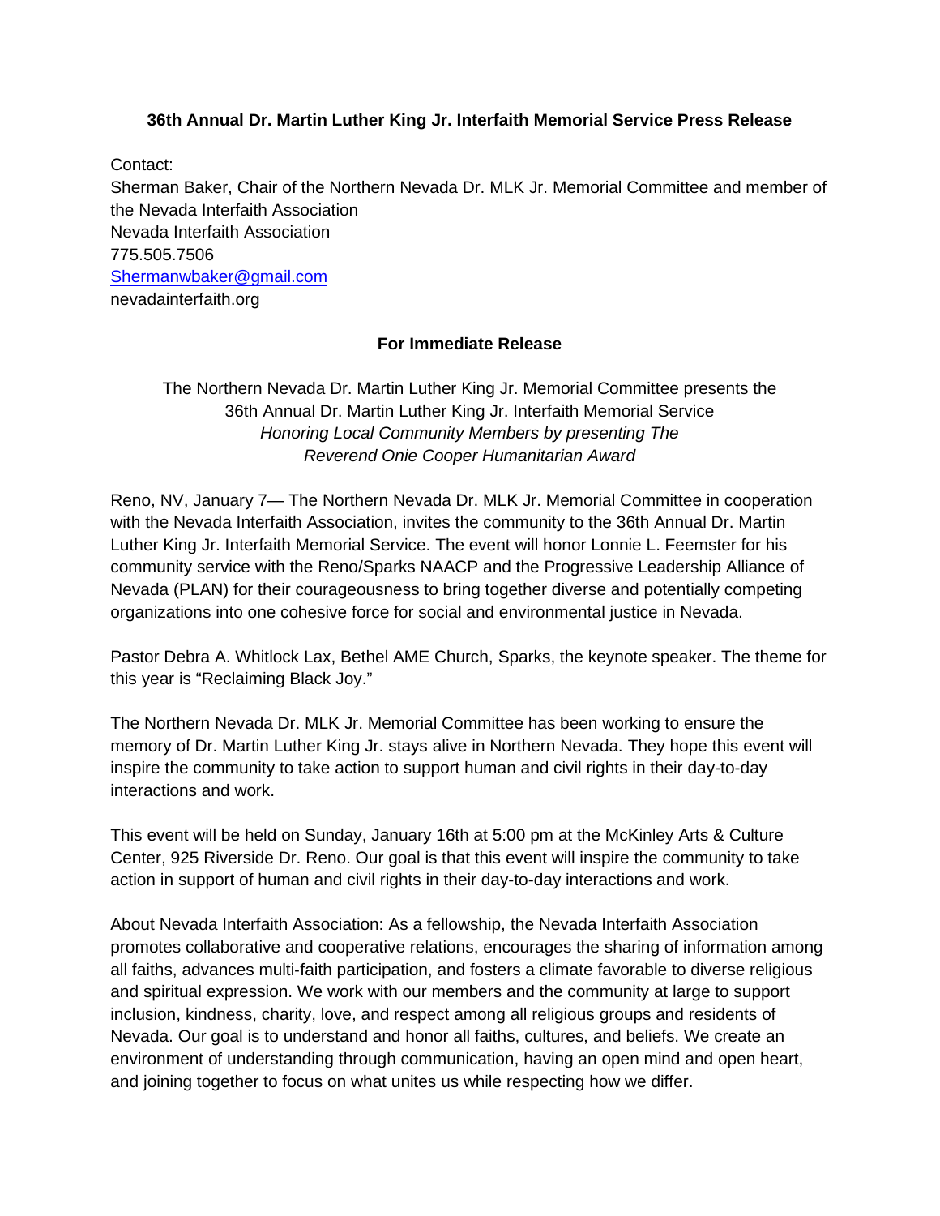**36th Annual Dr. Martin Luther King Jr. Interfaith Memorial Service Press Release**

Contact:
Sherman Baker, Chair of the Northern Nevada Dr. MLK Jr. Memorial Committee and member of the Nevada Interfaith Association
Nevada Interfaith Association
775.505.7506
Shermanwbaker@gmail.com
nevadainterfaith.org

**For Immediate Release**

The Northern Nevada Dr. Martin Luther King Jr. Memorial Committee presents the 36th Annual Dr. Martin Luther King Jr. Interfaith Memorial Service
*Honoring Local Community Members by presenting The Reverend Onie Cooper Humanitarian Award*

Reno, NV, January 7— The Northern Nevada Dr. MLK Jr. Memorial Committee in cooperation with the Nevada Interfaith Association, invites the community to the 36th Annual Dr. Martin Luther King Jr. Interfaith Memorial Service. The event will honor Lonnie L. Feemster for his community service with the Reno/Sparks NAACP and the Progressive Leadership Alliance of Nevada (PLAN) for their courageousness to bring together diverse and potentially competing organizations into one cohesive force for social and environmental justice in Nevada.

Pastor Debra A. Whitlock Lax, Bethel AME Church, Sparks, the keynote speaker. The theme for this year is "Reclaiming Black Joy."

The Northern Nevada Dr. MLK Jr. Memorial Committee has been working to ensure the memory of Dr. Martin Luther King Jr. stays alive in Northern Nevada. They hope this event will inspire the community to take action to support human and civil rights in their day-to-day interactions and work.

This event will be held on Sunday, January 16th at 5:00 pm at the McKinley Arts & Culture Center, 925 Riverside Dr. Reno. Our goal is that this event will inspire the community to take action in support of human and civil rights in their day-to-day interactions and work.

About Nevada Interfaith Association: As a fellowship, the Nevada Interfaith Association promotes collaborative and cooperative relations, encourages the sharing of information among all faiths, advances multi-faith participation, and fosters a climate favorable to diverse religious and spiritual expression. We work with our members and the community at large to support inclusion, kindness, charity, love, and respect among all religious groups and residents of Nevada. Our goal is to understand and honor all faiths, cultures, and beliefs. We create an environment of understanding through communication, having an open mind and open heart, and joining together to focus on what unites us while respecting how we differ.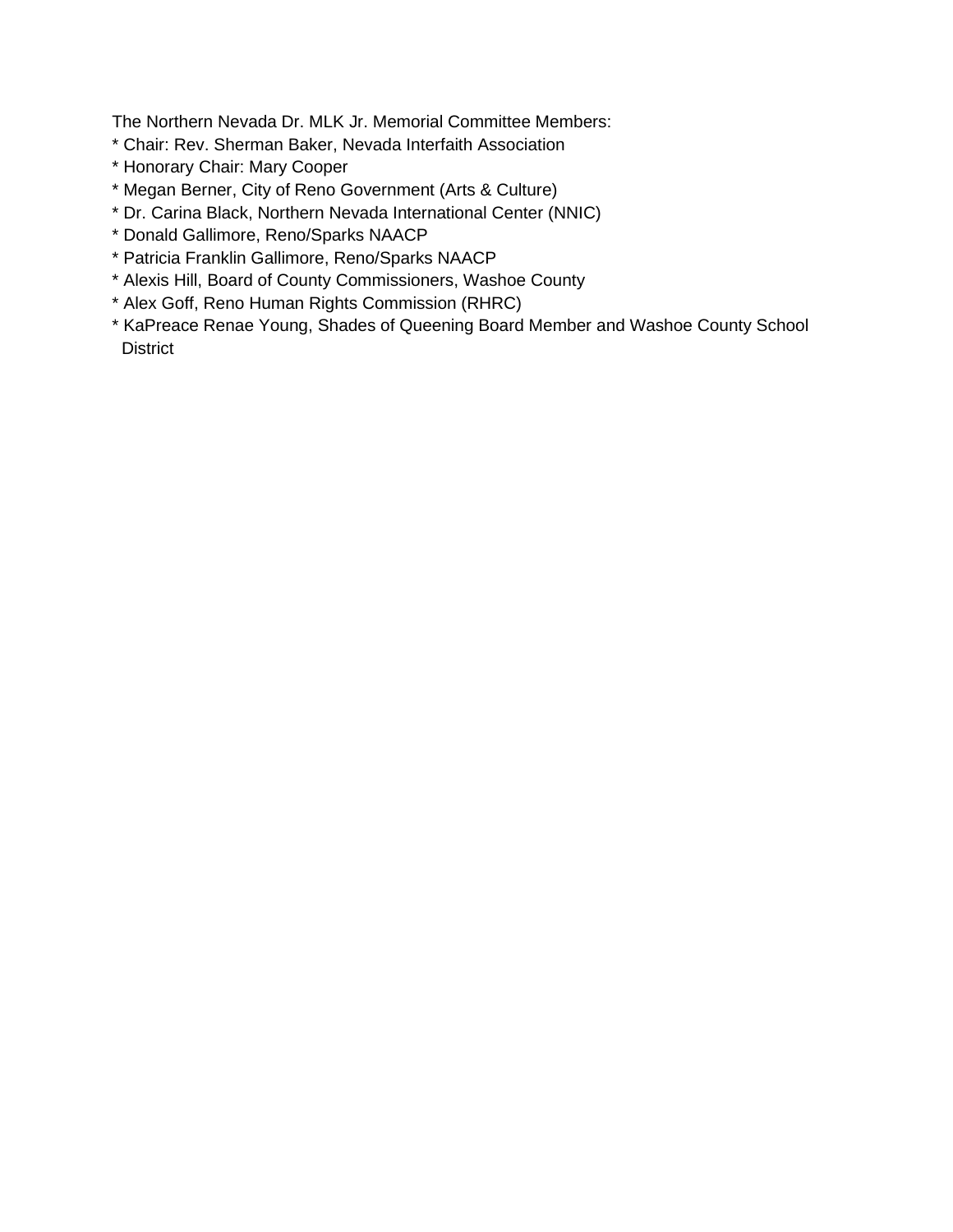The Northern Nevada Dr. MLK Jr. Memorial Committee Members:

* Chair: Rev. Sherman Baker, Nevada Interfaith Association
* Honorary Chair: Mary Cooper
* Megan Berner, City of Reno Government (Arts & Culture)
* Dr. Carina Black, Northern Nevada International Center (NNIC)
* Donald Gallimore, Reno/Sparks NAACP
* Patricia Franklin Gallimore, Reno/Sparks NAACP
* Alexis Hill, Board of County Commissioners, Washoe County
* Alex Goff, Reno Human Rights Commission (RHRC)
* KaPreace Renae Young, Shades of Queening Board Member and Washoe County School District